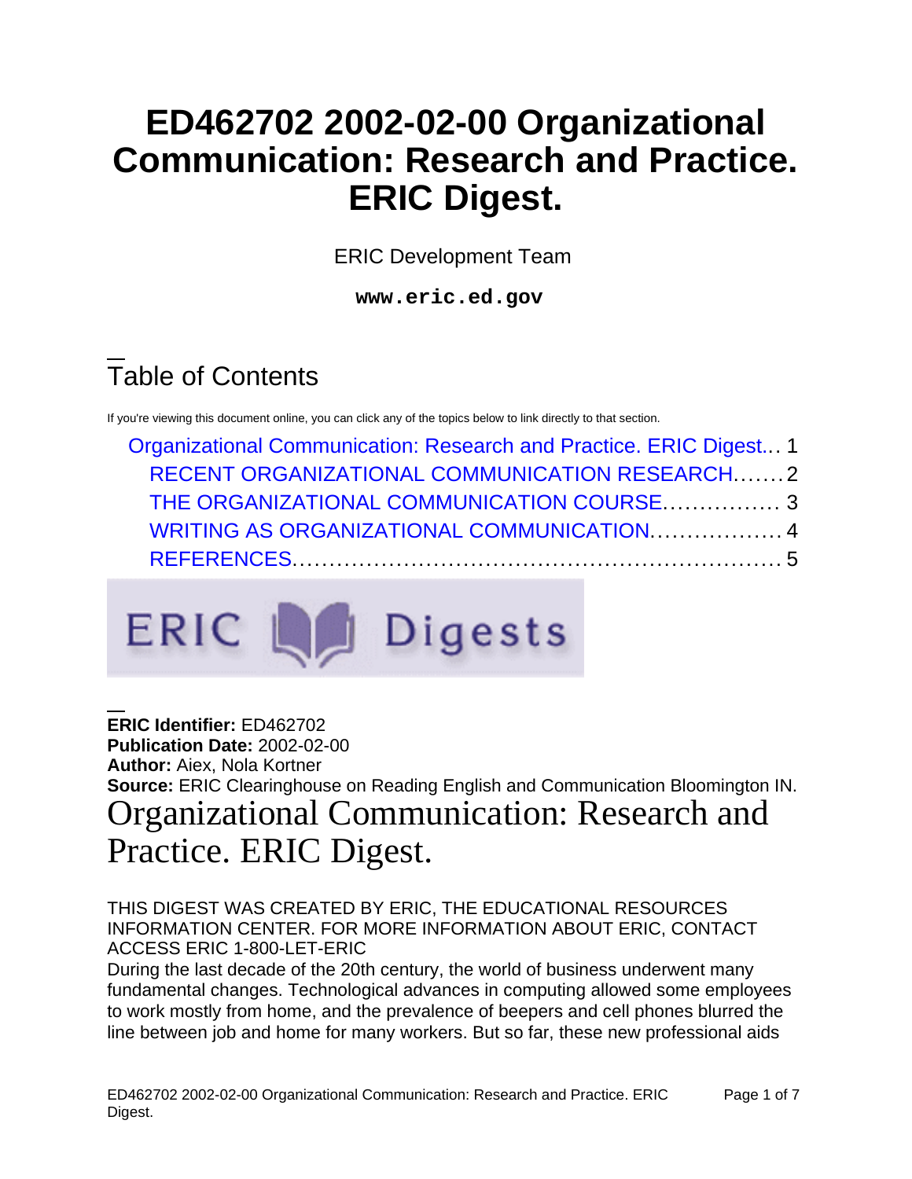# ED462702 2002-02-00 Organizational Communication: Research and Practice. ERIC Digest.

ERIC Development Team

**www.eric.ed.gov**

## Table of Contents

If you're viewing this document online, you can click any of the topics below to link directly to that section.

- Organizational Communication: Research and Practice. ERIC Digest... 1
  - RECENT ORGANIZATIONAL COMMUNICATION RESEARCH....... 2
  - THE ORGANIZATIONAL COMMUNICATION COURSE................ 3
  - WRITING AS ORGANIZATIONAL COMMUNICATION.................. 4
  - REFERENCES.................................................................. 5

ERIC Digests

**ERIC Identifier:** ED462702
**Publication Date:** 2002-02-00
**Author:** Aiex, Nola Kortner
**Source:** ERIC Clearinghouse on Reading English and Communication Bloomington IN.

# Organizational Communication: Research and Practice. ERIC Digest.

THIS DIGEST WAS CREATED BY ERIC, THE EDUCATIONAL RESOURCES INFORMATION CENTER. FOR MORE INFORMATION ABOUT ERIC, CONTACT ACCESS ERIC 1-800-LET-ERIC

During the last decade of the 20th century, the world of business underwent many fundamental changes. Technological advances in computing allowed some employees to work mostly from home, and the prevalence of beepers and cell phones blurred the line between job and home for many workers. But so far, these new professional aids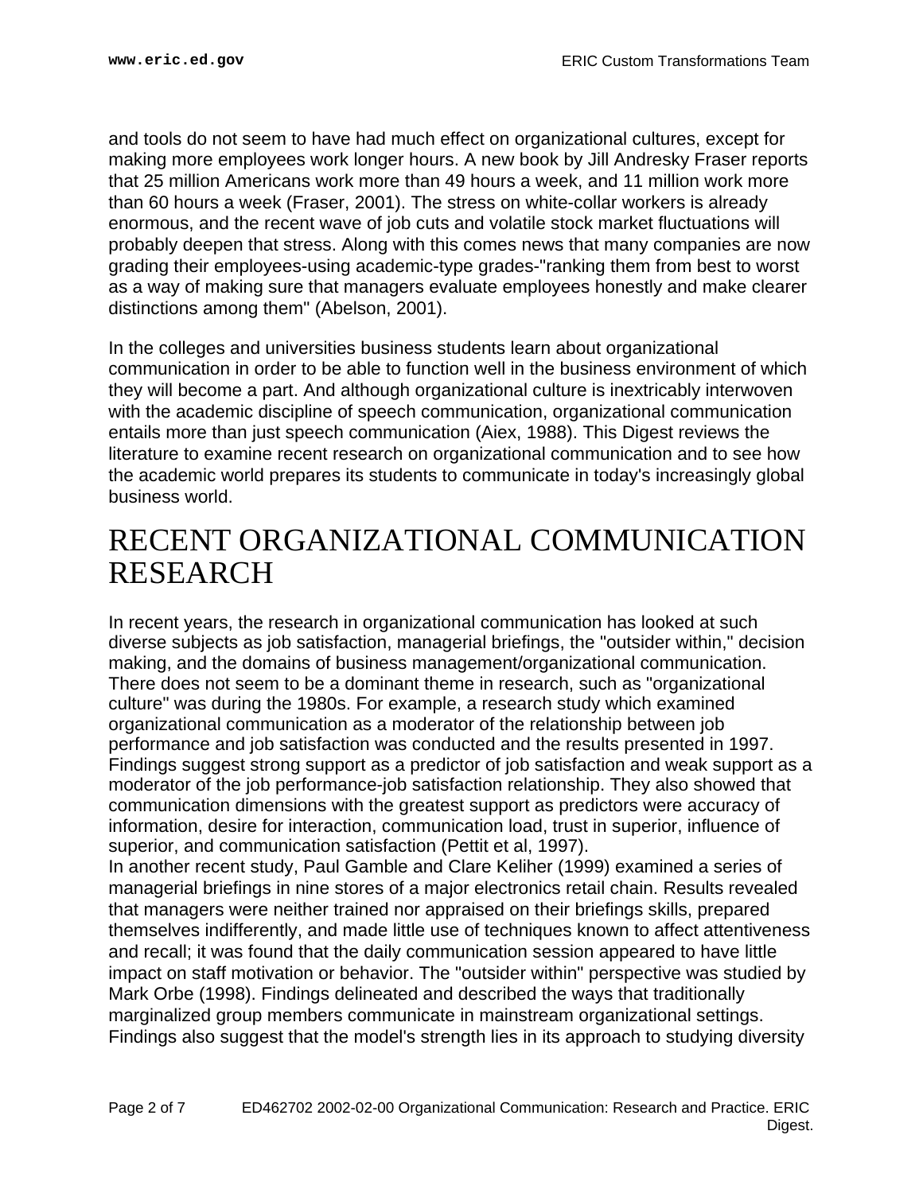and tools do not seem to have had much effect on organizational cultures, except for making more employees work longer hours. A new book by Jill Andresky Fraser reports that 25 million Americans work more than 49 hours a week, and 11 million work more than 60 hours a week (Fraser, 2001). The stress on white-collar workers is already enormous, and the recent wave of job cuts and volatile stock market fluctuations will probably deepen that stress. Along with this comes news that many companies are now grading their employees-using academic-type grades-"ranking them from best to worst as a way of making sure that managers evaluate employees honestly and make clearer distinctions among them" (Abelson, 2001).

In the colleges and universities business students learn about organizational communication in order to be able to function well in the business environment of which they will become a part. And although organizational culture is inextricably interwoven with the academic discipline of speech communication, organizational communication entails more than just speech communication (Aiex, 1988). This Digest reviews the literature to examine recent research on organizational communication and to see how the academic world prepares its students to communicate in today's increasingly global business world.

# RECENT ORGANIZATIONAL COMMUNICATION RESEARCH

In recent years, the research in organizational communication has looked at such diverse subjects as job satisfaction, managerial briefings, the "outsider within," decision making, and the domains of business management/organizational communication. There does not seem to be a dominant theme in research, such as "organizational culture" was during the 1980s. For example, a research study which examined organizational communication as a moderator of the relationship between job performance and job satisfaction was conducted and the results presented in 1997. Findings suggest strong support as a predictor of job satisfaction and weak support as a moderator of the job performance-job satisfaction relationship. They also showed that communication dimensions with the greatest support as predictors were accuracy of information, desire for interaction, communication load, trust in superior, influence of superior, and communication satisfaction (Pettit et al, 1997).
In another recent study, Paul Gamble and Clare Keliher (1999) examined a series of managerial briefings in nine stores of a major electronics retail chain. Results revealed that managers were neither trained nor appraised on their briefings skills, prepared themselves indifferently, and made little use of techniques known to affect attentiveness and recall; it was found that the daily communication session appeared to have little impact on staff motivation or behavior. The "outsider within" perspective was studied by Mark Orbe (1998). Findings delineated and described the ways that traditionally marginalized group members communicate in mainstream organizational settings. Findings also suggest that the model's strength lies in its approach to studying diversity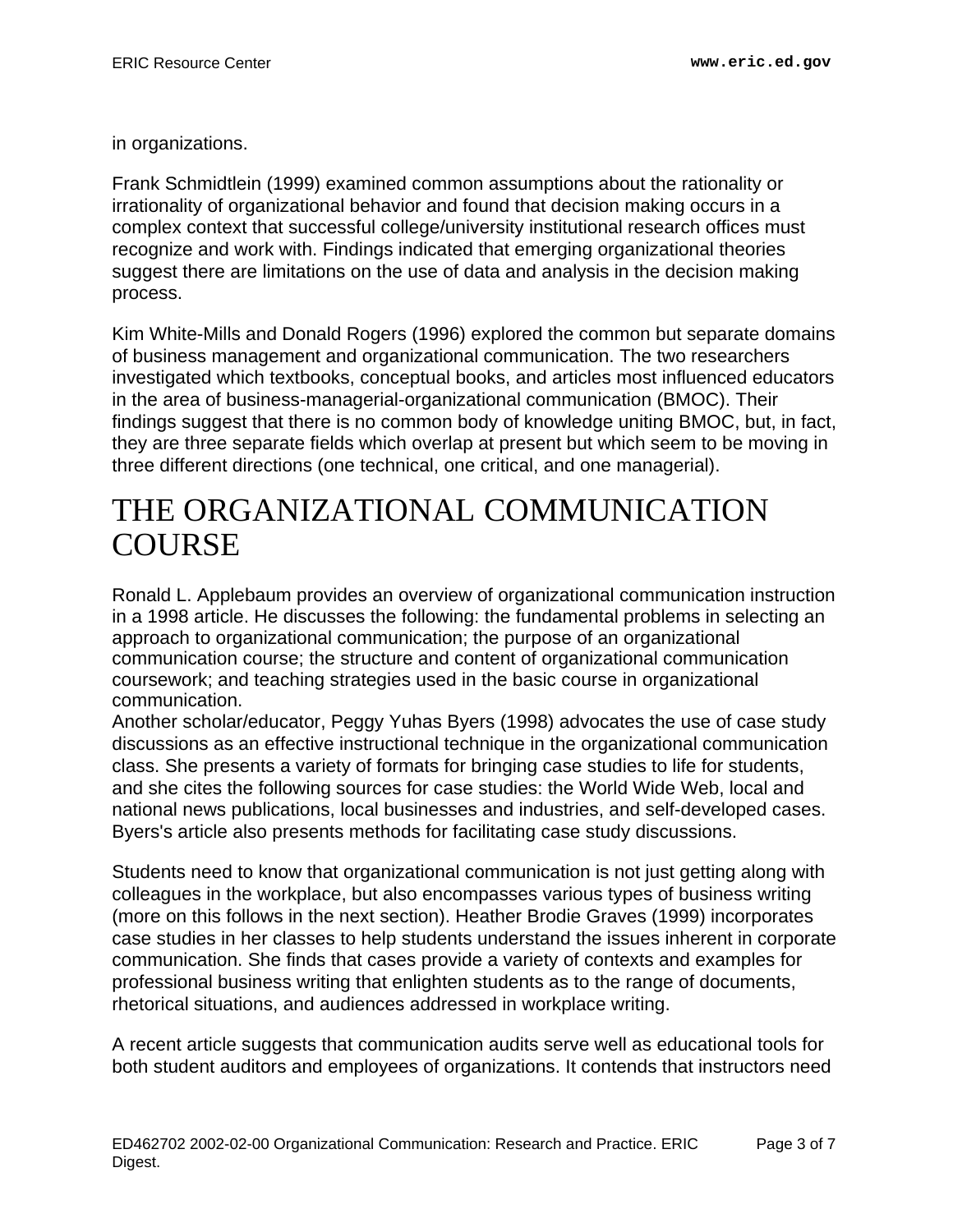in organizations.

Frank Schmidtlein (1999) examined common assumptions about the rationality or irrationality of organizational behavior and found that decision making occurs in a complex context that successful college/university institutional research offices must recognize and work with. Findings indicated that emerging organizational theories suggest there are limitations on the use of data and analysis in the decision making process.

Kim White-Mills and Donald Rogers (1996) explored the common but separate domains of business management and organizational communication. The two researchers investigated which textbooks, conceptual books, and articles most influenced educators in the area of business-managerial-organizational communication (BMOC). Their findings suggest that there is no common body of knowledge uniting BMOC, but, in fact, they are three separate fields which overlap at present but which seem to be moving in three different directions (one technical, one critical, and one managerial).

# THE ORGANIZATIONAL COMMUNICATION COURSE

Ronald L. Applebaum provides an overview of organizational communication instruction in a 1998 article. He discusses the following: the fundamental problems in selecting an approach to organizational communication; the purpose of an organizational communication course; the structure and content of organizational communication coursework; and teaching strategies used in the basic course in organizational communication.

Another scholar/educator, Peggy Yuhas Byers (1998) advocates the use of case study discussions as an effective instructional technique in the organizational communication class. She presents a variety of formats for bringing case studies to life for students, and she cites the following sources for case studies: the World Wide Web, local and national news publications, local businesses and industries, and self-developed cases. Byers's article also presents methods for facilitating case study discussions.

Students need to know that organizational communication is not just getting along with colleagues in the workplace, but also encompasses various types of business writing (more on this follows in the next section). Heather Brodie Graves (1999) incorporates case studies in her classes to help students understand the issues inherent in corporate communication. She finds that cases provide a variety of contexts and examples for professional business writing that enlighten students as to the range of documents, rhetorical situations, and audiences addressed in workplace writing.

A recent article suggests that communication audits serve well as educational tools for both student auditors and employees of organizations. It contends that instructors need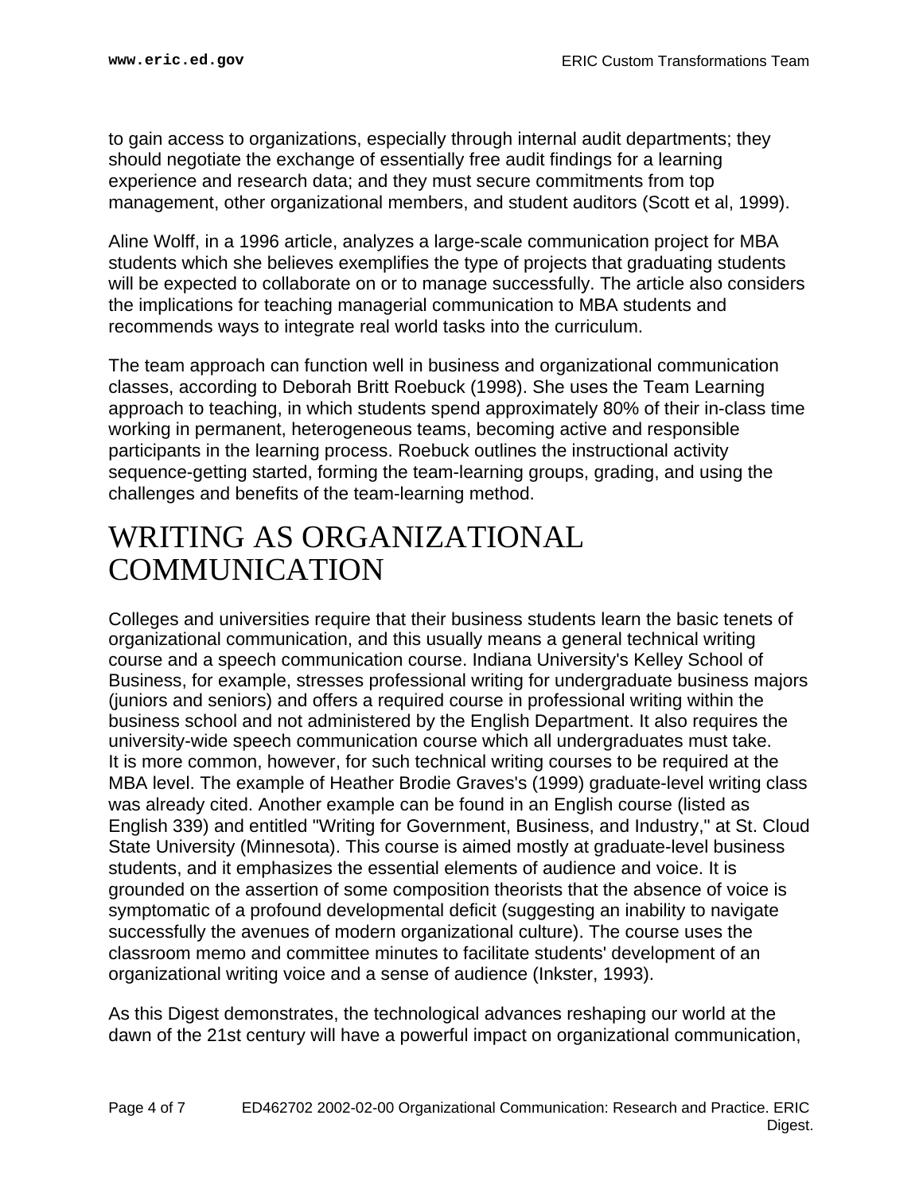to gain access to organizations, especially through internal audit departments; they should negotiate the exchange of essentially free audit findings for a learning experience and research data; and they must secure commitments from top management, other organizational members, and student auditors (Scott et al, 1999).

Aline Wolff, in a 1996 article, analyzes a large-scale communication project for MBA students which she believes exemplifies the type of projects that graduating students will be expected to collaborate on or to manage successfully. The article also considers the implications for teaching managerial communication to MBA students and recommends ways to integrate real world tasks into the curriculum.

The team approach can function well in business and organizational communication classes, according to Deborah Britt Roebuck (1998). She uses the Team Learning approach to teaching, in which students spend approximately 80% of their in-class time working in permanent, heterogeneous teams, becoming active and responsible participants in the learning process. Roebuck outlines the instructional activity sequence-getting started, forming the team-learning groups, grading, and using the challenges and benefits of the team-learning method.

# WRITING AS ORGANIZATIONAL COMMUNICATION

Colleges and universities require that their business students learn the basic tenets of organizational communication, and this usually means a general technical writing course and a speech communication course. Indiana University's Kelley School of Business, for example, stresses professional writing for undergraduate business majors (juniors and seniors) and offers a required course in professional writing within the business school and not administered by the English Department. It also requires the university-wide speech communication course which all undergraduates must take. It is more common, however, for such technical writing courses to be required at the MBA level. The example of Heather Brodie Graves's (1999) graduate-level writing class was already cited. Another example can be found in an English course (listed as English 339) and entitled "Writing for Government, Business, and Industry," at St. Cloud State University (Minnesota). This course is aimed mostly at graduate-level business students, and it emphasizes the essential elements of audience and voice. It is grounded on the assertion of some composition theorists that the absence of voice is symptomatic of a profound developmental deficit (suggesting an inability to navigate successfully the avenues of modern organizational culture). The course uses the classroom memo and committee minutes to facilitate students' development of an organizational writing voice and a sense of audience (Inkster, 1993).

As this Digest demonstrates, the technological advances reshaping our world at the dawn of the 21st century will have a powerful impact on organizational communication,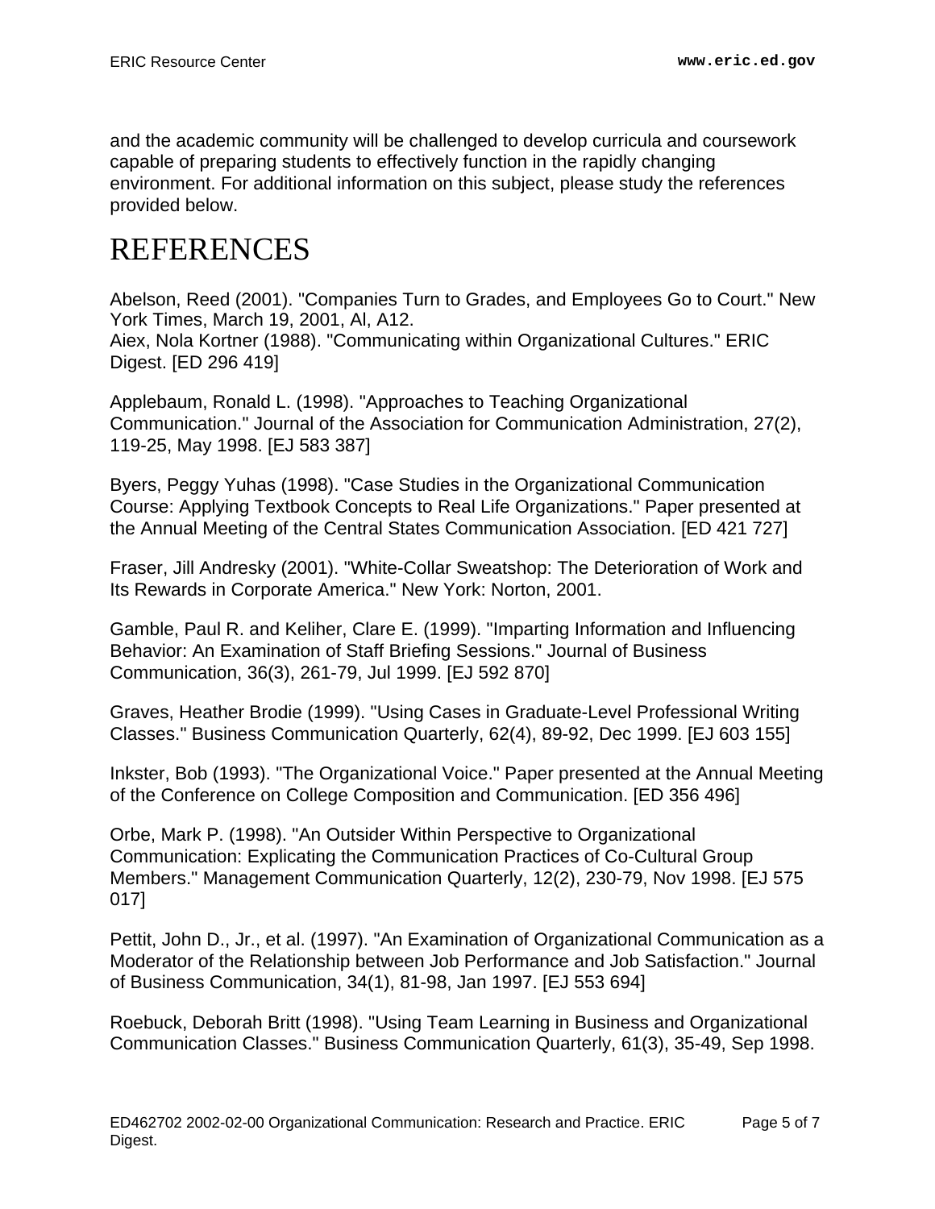and the academic community will be challenged to develop curricula and coursework capable of preparing students to effectively function in the rapidly changing environment. For additional information on this subject, please study the references provided below.

# REFERENCES

Abelson, Reed (2001). "Companies Turn to Grades, and Employees Go to Court." New York Times, March 19, 2001, Al, A12.
Aiex, Nola Kortner (1988). "Communicating within Organizational Cultures." ERIC Digest. [ED 296 419]

Applebaum, Ronald L. (1998). "Approaches to Teaching Organizational Communication." Journal of the Association for Communication Administration, 27(2), 119-25, May 1998. [EJ 583 387]

Byers, Peggy Yuhas (1998). "Case Studies in the Organizational Communication Course: Applying Textbook Concepts to Real Life Organizations." Paper presented at the Annual Meeting of the Central States Communication Association. [ED 421 727]

Fraser, Jill Andresky (2001). "White-Collar Sweatshop: The Deterioration of Work and Its Rewards in Corporate America." New York: Norton, 2001.

Gamble, Paul R. and Keliher, Clare E. (1999). "Imparting Information and Influencing Behavior: An Examination of Staff Briefing Sessions." Journal of Business Communication, 36(3), 261-79, Jul 1999. [EJ 592 870]

Graves, Heather Brodie (1999). "Using Cases in Graduate-Level Professional Writing Classes." Business Communication Quarterly, 62(4), 89-92, Dec 1999. [EJ 603 155]

Inkster, Bob (1993). "The Organizational Voice." Paper presented at the Annual Meeting of the Conference on College Composition and Communication. [ED 356 496]

Orbe, Mark P. (1998). "An Outsider Within Perspective to Organizational Communication: Explicating the Communication Practices of Co-Cultural Group Members." Management Communication Quarterly, 12(2), 230-79, Nov 1998. [EJ 575 017]

Pettit, John D., Jr., et al. (1997). "An Examination of Organizational Communication as a Moderator of the Relationship between Job Performance and Job Satisfaction." Journal of Business Communication, 34(1), 81-98, Jan 1997. [EJ 553 694]

Roebuck, Deborah Britt (1998). "Using Team Learning in Business and Organizational Communication Classes." Business Communication Quarterly, 61(3), 35-49, Sep 1998.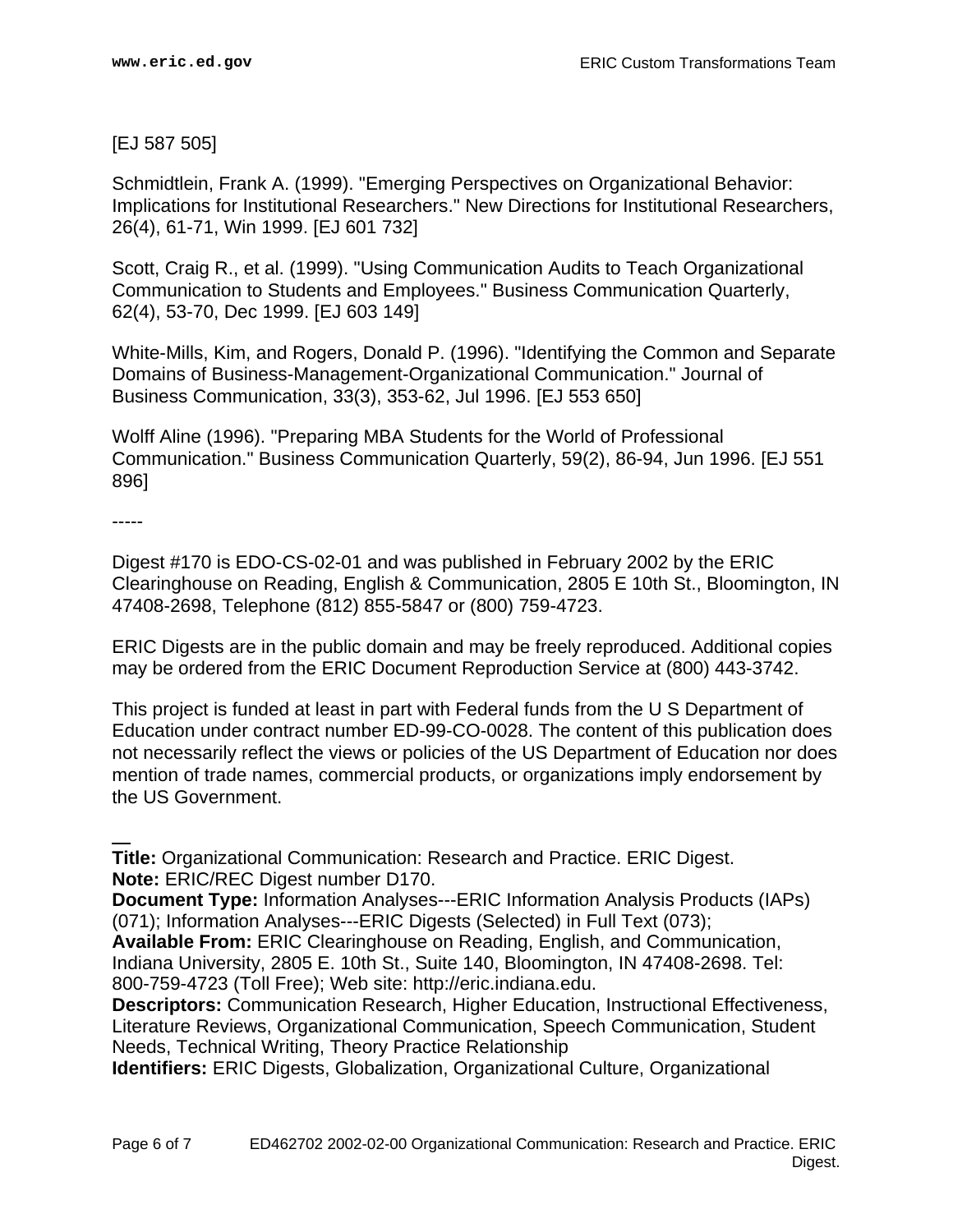[EJ 587 505]

Schmidtlein, Frank A. (1999). "Emerging Perspectives on Organizational Behavior: Implications for Institutional Researchers." New Directions for Institutional Researchers, 26(4), 61-71, Win 1999. [EJ 601 732]

Scott, Craig R., et al. (1999). "Using Communication Audits to Teach Organizational Communication to Students and Employees." Business Communication Quarterly, 62(4), 53-70, Dec 1999. [EJ 603 149]

White-Mills, Kim, and Rogers, Donald P. (1996). "Identifying the Common and Separate Domains of Business-Management-Organizational Communication." Journal of Business Communication, 33(3), 353-62, Jul 1996. [EJ 553 650]

Wolff Aline (1996). "Preparing MBA Students for the World of Professional Communication." Business Communication Quarterly, 59(2), 86-94, Jun 1996. [EJ 551 896]

-----

Digest #170 is EDO-CS-02-01 and was published in February 2002 by the ERIC Clearinghouse on Reading, English & Communication, 2805 E 10th St., Bloomington, IN 47408-2698, Telephone (812) 855-5847 or (800) 759-4723.

ERIC Digests are in the public domain and may be freely reproduced. Additional copies may be ordered from the ERIC Document Reproduction Service at (800) 443-3742.

This project is funded at least in part with Federal funds from the U S Department of Education under contract number ED-99-CO-0028. The content of this publication does not necessarily reflect the views or policies of the US Department of Education nor does mention of trade names, commercial products, or organizations imply endorsement by the US Government.

---

**Title:** Organizational Communication: Research and Practice. ERIC Digest.
**Note:** ERIC/REC Digest number D170.
**Document Type:** Information Analyses---ERIC Information Analysis Products (IAPs) (071); Information Analyses---ERIC Digests (Selected) in Full Text (073);
**Available From:** ERIC Clearinghouse on Reading, English, and Communication, Indiana University, 2805 E. 10th St., Suite 140, Bloomington, IN 47408-2698. Tel: 800-759-4723 (Toll Free); Web site: http://eric.indiana.edu.
**Descriptors:** Communication Research, Higher Education, Instructional Effectiveness, Literature Reviews, Organizational Communication, Speech Communication, Student Needs, Technical Writing, Theory Practice Relationship
**Identifiers:** ERIC Digests, Globalization, Organizational Culture, Organizational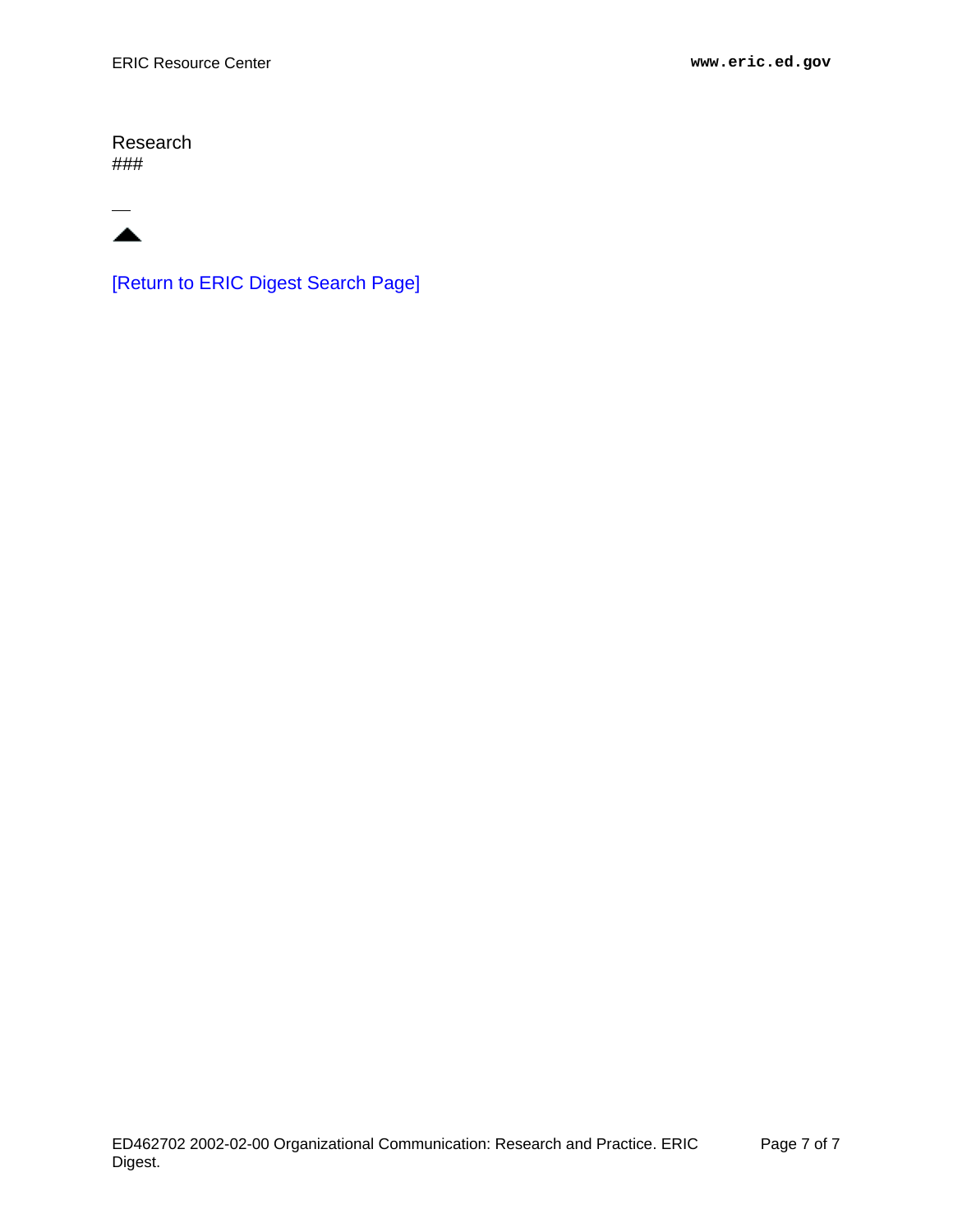Research
###

[Return to ERIC Digest Search Page]